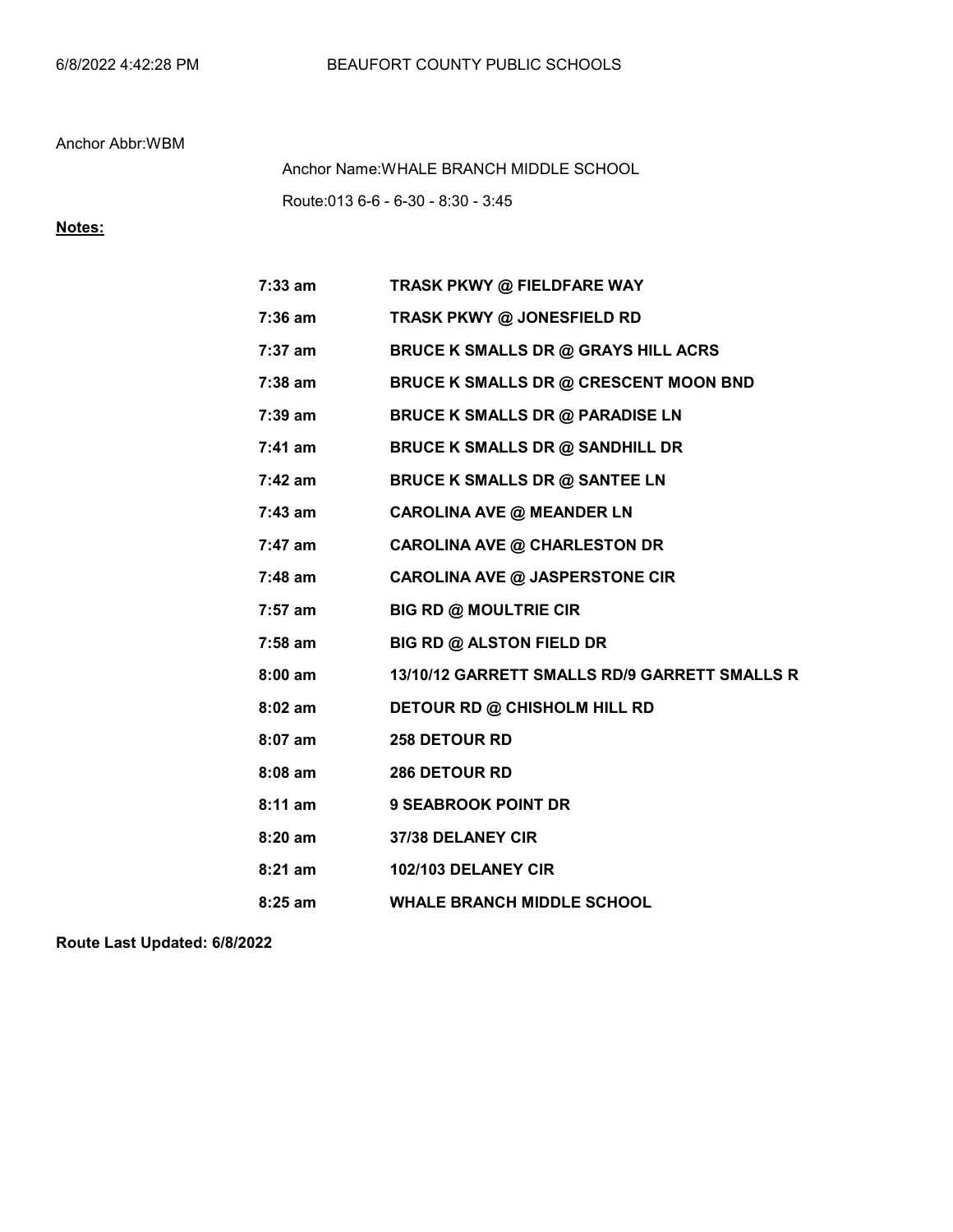6/8/2022 4:42:28 PM BEAUFORT COUNTY PUBLIC SCHOOLS

Anchor Abbr:WBM

Anchor Name:WHALE BRANCH MIDDLE SCHOOL

Route:013 6-6 - 6-30 - 8:30 - 3:45

**Notes:**

| | |
|---|---|
| **7:33 am** | **TRASK PKWY @ FIELDFARE WAY** |
| **7:36 am** | **TRASK PKWY @ JONESFIELD RD** |
| **7:37 am** | **BRUCE K SMALLS DR @ GRAYS HILL ACRS** |
| **7:38 am** | **BRUCE K SMALLS DR @ CRESCENT MOON BND** |
| **7:39 am** | **BRUCE K SMALLS DR @ PARADISE LN** |
| **7:41 am** | **BRUCE K SMALLS DR @ SANDHILL DR** |
| **7:42 am** | **BRUCE K SMALLS DR @ SANTEE LN** |
| **7:43 am** | **CAROLINA AVE @ MEANDER LN** |
| **7:47 am** | **CAROLINA AVE @ CHARLESTON DR** |
| **7:48 am** | **CAROLINA AVE @ JASPERSTONE CIR** |
| **7:57 am** | **BIG RD @ MOULTRIE CIR** |
| **7:58 am** | **BIG RD @ ALSTON FIELD DR** |
| **8:00 am** | **13/10/12 GARRETT SMALLS RD/9 GARRETT SMALLS R** |
| **8:02 am** | **DETOUR RD @ CHISHOLM HILL RD** |
| **8:07 am** | **258 DETOUR RD** |
| **8:08 am** | **286 DETOUR RD** |
| **8:11 am** | **9 SEABROOK POINT DR** |
| **8:20 am** | **37/38 DELANEY CIR** |
| **8:21 am** | **102/103 DELANEY CIR** |
| **8:25 am** | **WHALE BRANCH MIDDLE SCHOOL** |

**Route Last Updated: 6/8/2022**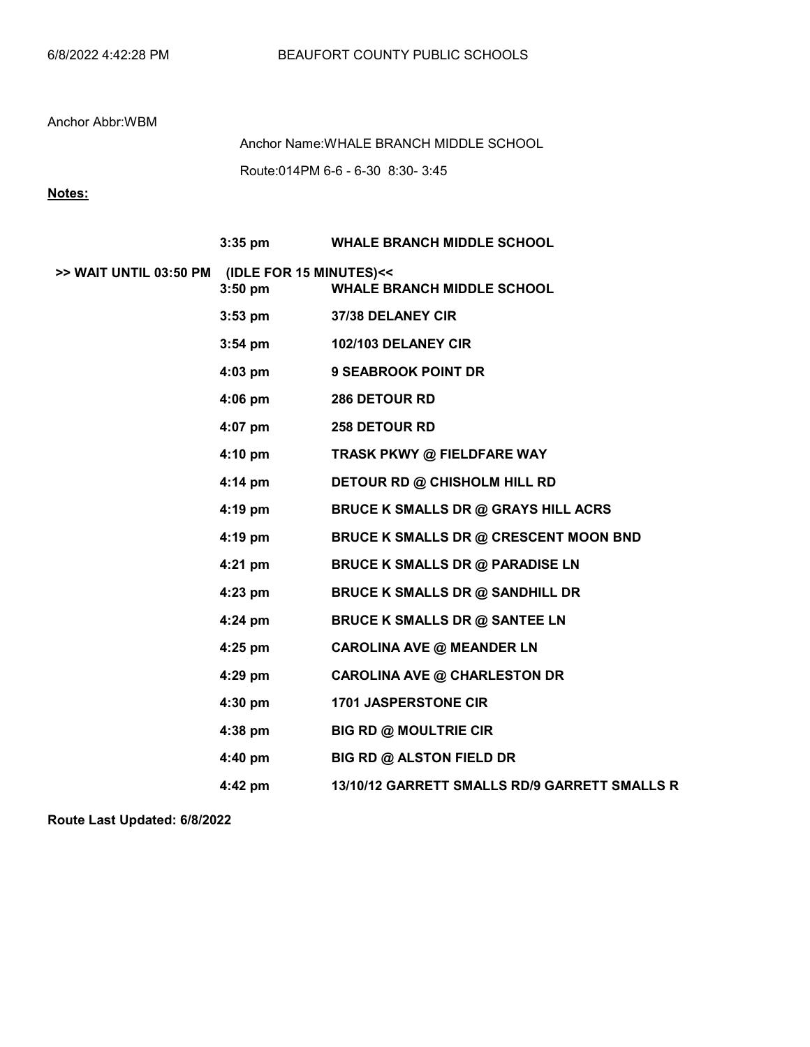BEAUFORT COUNTY PUBLIC SCHOOLS

Anchor Abbr:WBM

Anchor Name:WHALE BRANCH MIDDLE SCHOOL

Route:014PM 6-6 - 6-30 8:30- 3:45

**Notes:**

| | Time | Stop |
|---|---|---|
| | **3:35 pm** | **WHALE BRANCH MIDDLE SCHOOL** |
| **>> WAIT UNTIL 03:50 PM** | **(IDLE FOR 15 MINUTES)<<** | |
| | **3:50 pm** | **WHALE BRANCH MIDDLE SCHOOL** |
| | **3:53 pm** | **37/38 DELANEY CIR** |
| | **3:54 pm** | **102/103 DELANEY CIR** |
| | **4:03 pm** | **9 SEABROOK POINT DR** |
| | **4:06 pm** | **286 DETOUR RD** |
| | **4:07 pm** | **258 DETOUR RD** |
| | **4:10 pm** | **TRASK PKWY @ FIELDFARE WAY** |
| | **4:14 pm** | **DETOUR RD @ CHISHOLM HILL RD** |
| | **4:19 pm** | **BRUCE K SMALLS DR @ GRAYS HILL ACRS** |
| | **4:19 pm** | **BRUCE K SMALLS DR @ CRESCENT MOON BND** |
| | **4:21 pm** | **BRUCE K SMALLS DR @ PARADISE LN** |
| | **4:23 pm** | **BRUCE K SMALLS DR @ SANDHILL DR** |
| | **4:24 pm** | **BRUCE K SMALLS DR @ SANTEE LN** |
| | **4:25 pm** | **CAROLINA AVE @ MEANDER LN** |
| | **4:29 pm** | **CAROLINA AVE @ CHARLESTON DR** |
| | **4:30 pm** | **1701 JASPERSTONE CIR** |
| | **4:38 pm** | **BIG RD @ MOULTRIE CIR** |
| | **4:40 pm** | **BIG RD @ ALSTON FIELD DR** |
| | **4:42 pm** | **13/10/12 GARRETT SMALLS RD/9 GARRETT SMALLS R** |

**Route Last Updated: 6/8/2022**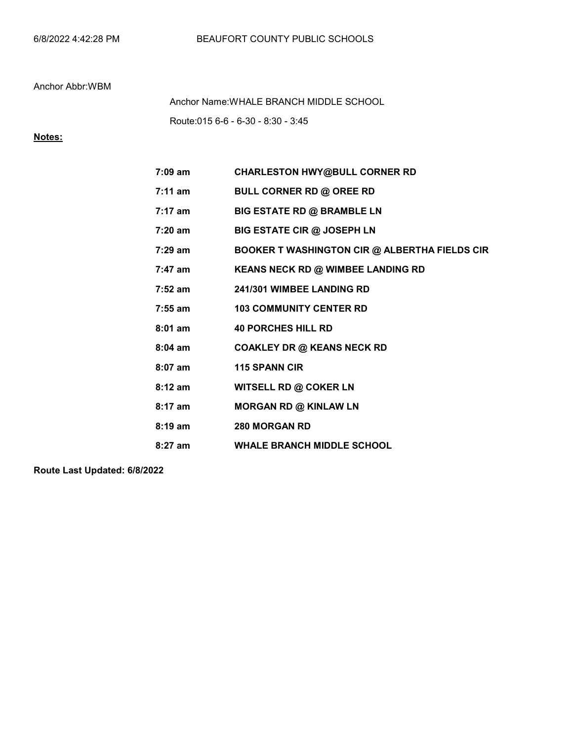Anchor Abbr:WBM

Anchor Name:WHALE BRANCH MIDDLE SCHOOL

Route:015 6-6 - 6-30 - 8:30 - 3:45

**Notes:**

| | |
|---|---|
| **7:09 am** | **CHARLESTON HWY@BULL CORNER RD** |
| **7:11 am** | **BULL CORNER RD @ OREE RD** |
| **7:17 am** | **BIG ESTATE RD @ BRAMBLE LN** |
| **7:20 am** | **BIG ESTATE CIR @ JOSEPH LN** |
| **7:29 am** | **BOOKER T WASHINGTON CIR @ ALBERTHA FIELDS CIR** |
| **7:47 am** | **KEANS NECK RD @ WIMBEE LANDING RD** |
| **7:52 am** | **241/301 WIMBEE LANDING RD** |
| **7:55 am** | **103 COMMUNITY CENTER RD** |
| **8:01 am** | **40 PORCHES HILL RD** |
| **8:04 am** | **COAKLEY DR @ KEANS NECK RD** |
| **8:07 am** | **115 SPANN CIR** |
| **8:12 am** | **WITSELL RD @ COKER LN** |
| **8:17 am** | **MORGAN RD @ KINLAW LN** |
| **8:19 am** | **280 MORGAN RD** |
| **8:27 am** | **WHALE BRANCH MIDDLE SCHOOL** |

**Route Last Updated: 6/8/2022**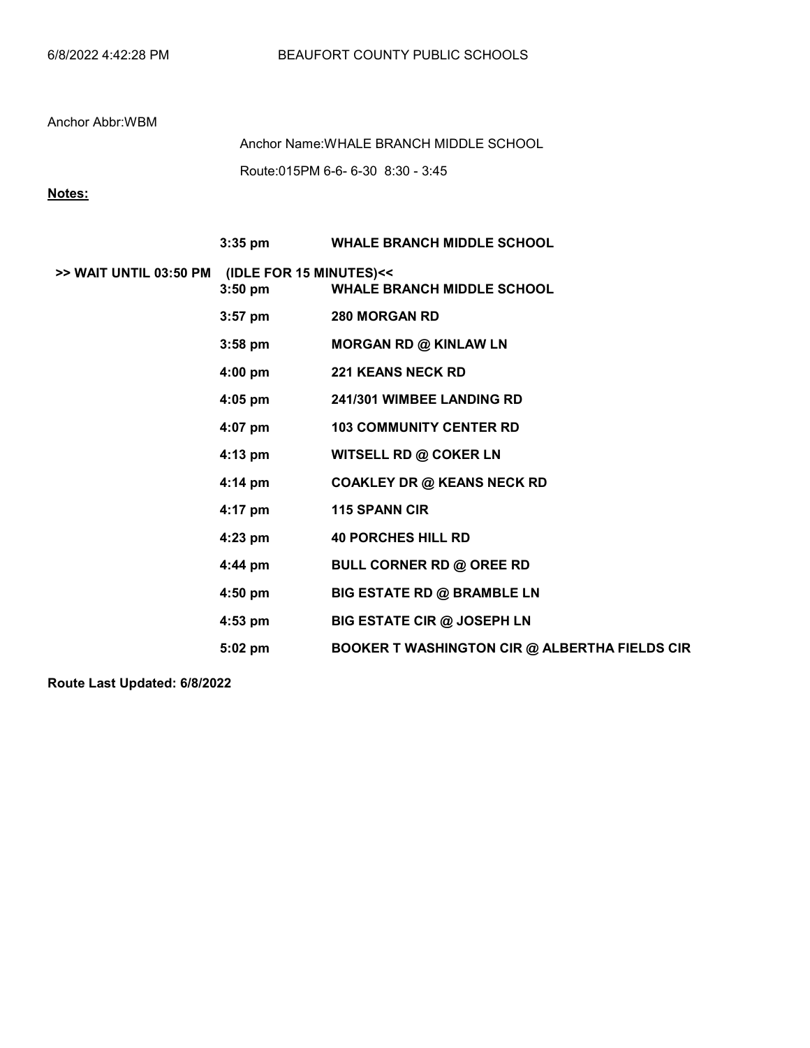BEAUFORT COUNTY PUBLIC SCHOOLS

Anchor Abbr:WBM

Anchor Name:WHALE BRANCH MIDDLE SCHOOL

Route:015PM 6-6- 6-30 8:30 - 3:45

**Notes:**

| | Time | Stop |
|---|---|---|
| | **3:35 pm** | **WHALE BRANCH MIDDLE SCHOOL** |
| **>> WAIT UNTIL 03:50 PM** | **(IDLE FOR 15 MINUTES)<<** | |
| | **3:50 pm** | **WHALE BRANCH MIDDLE SCHOOL** |
| | **3:57 pm** | **280 MORGAN RD** |
| | **3:58 pm** | **MORGAN RD @ KINLAW LN** |
| | **4:00 pm** | **221 KEANS NECK RD** |
| | **4:05 pm** | **241/301 WIMBEE LANDING RD** |
| | **4:07 pm** | **103 COMMUNITY CENTER RD** |
| | **4:13 pm** | **WITSELL RD @ COKER LN** |
| | **4:14 pm** | **COAKLEY DR @ KEANS NECK RD** |
| | **4:17 pm** | **115 SPANN CIR** |
| | **4:23 pm** | **40 PORCHES HILL RD** |
| | **4:44 pm** | **BULL CORNER RD @ OREE RD** |
| | **4:50 pm** | **BIG ESTATE RD @ BRAMBLE LN** |
| | **4:53 pm** | **BIG ESTATE CIR @ JOSEPH LN** |
| | **5:02 pm** | **BOOKER T WASHINGTON CIR @ ALBERTHA FIELDS CIR** |

**Route Last Updated: 6/8/2022**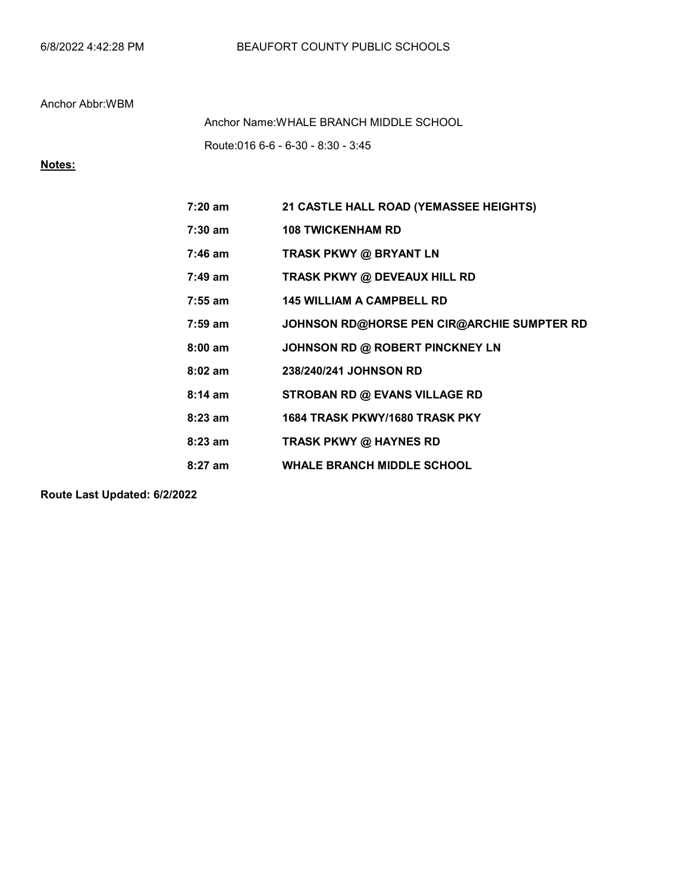Anchor Abbr:WBM

Anchor Name:WHALE BRANCH MIDDLE SCHOOL

Route:016 6-6 - 6-30 - 8:30 - 3:45

**Notes:**

| | |
|---|---|
| **7:20 am** | **21 CASTLE HALL ROAD (YEMASSEE HEIGHTS)** |
| **7:30 am** | **108 TWICKENHAM RD** |
| **7:46 am** | **TRASK PKWY @ BRYANT LN** |
| **7:49 am** | **TRASK PKWY @ DEVEAUX HILL RD** |
| **7:55 am** | **145 WILLIAM A CAMPBELL RD** |
| **7:59 am** | **JOHNSON RD@HORSE PEN CIR@ARCHIE SUMPTER RD** |
| **8:00 am** | **JOHNSON RD @ ROBERT PINCKNEY LN** |
| **8:02 am** | **238/240/241 JOHNSON RD** |
| **8:14 am** | **STROBAN RD @ EVANS VILLAGE RD** |
| **8:23 am** | **1684 TRASK PKWY/1680 TRASK PKY** |
| **8:23 am** | **TRASK PKWY @ HAYNES RD** |
| **8:27 am** | **WHALE BRANCH MIDDLE SCHOOL** |

**Route Last Updated: 6/2/2022**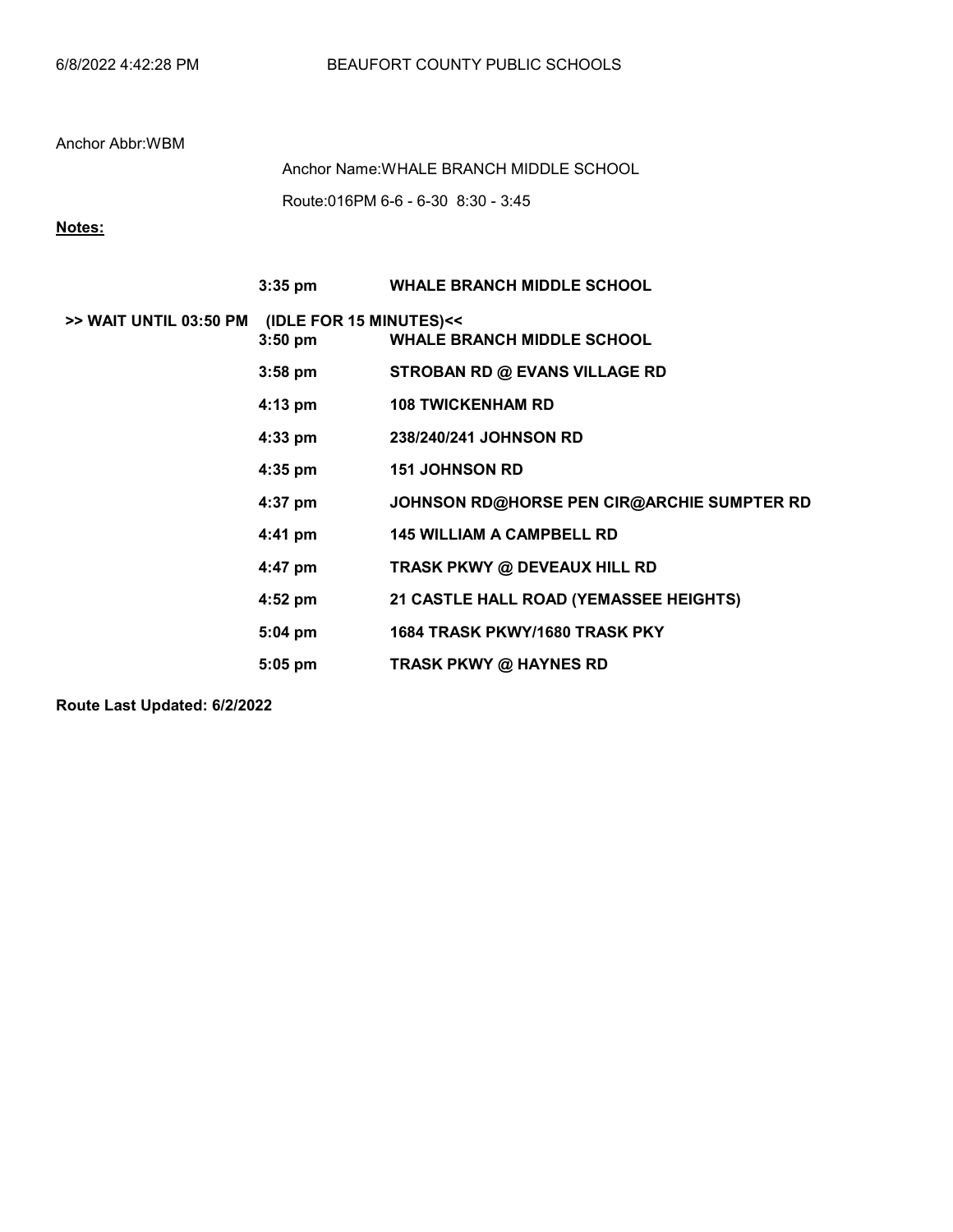Anchor Abbr:WBM

Anchor Name:WHALE BRANCH MIDDLE SCHOOL

Route:016PM 6-6 - 6-30 8:30 - 3:45

**Notes:**

| | Time | Stop |
|---|---|---|
| | **3:35 pm** | **WHALE BRANCH MIDDLE SCHOOL** |
| **>> WAIT UNTIL 03:50 PM** | **(IDLE FOR 15 MINUTES)<<** | |
| | **3:50 pm** | **WHALE BRANCH MIDDLE SCHOOL** |
| | **3:58 pm** | **STROBAN RD @ EVANS VILLAGE RD** |
| | **4:13 pm** | **108 TWICKENHAM RD** |
| | **4:33 pm** | **238/240/241 JOHNSON RD** |
| | **4:35 pm** | **151 JOHNSON RD** |
| | **4:37 pm** | **JOHNSON RD@HORSE PEN CIR@ARCHIE SUMPTER RD** |
| | **4:41 pm** | **145 WILLIAM A CAMPBELL RD** |
| | **4:47 pm** | **TRASK PKWY @ DEVEAUX HILL RD** |
| | **4:52 pm** | **21 CASTLE HALL ROAD (YEMASSEE HEIGHTS)** |
| | **5:04 pm** | **1684 TRASK PKWY/1680 TRASK PKY** |
| | **5:05 pm** | **TRASK PKWY @ HAYNES RD** |

**Route Last Updated: 6/2/2022**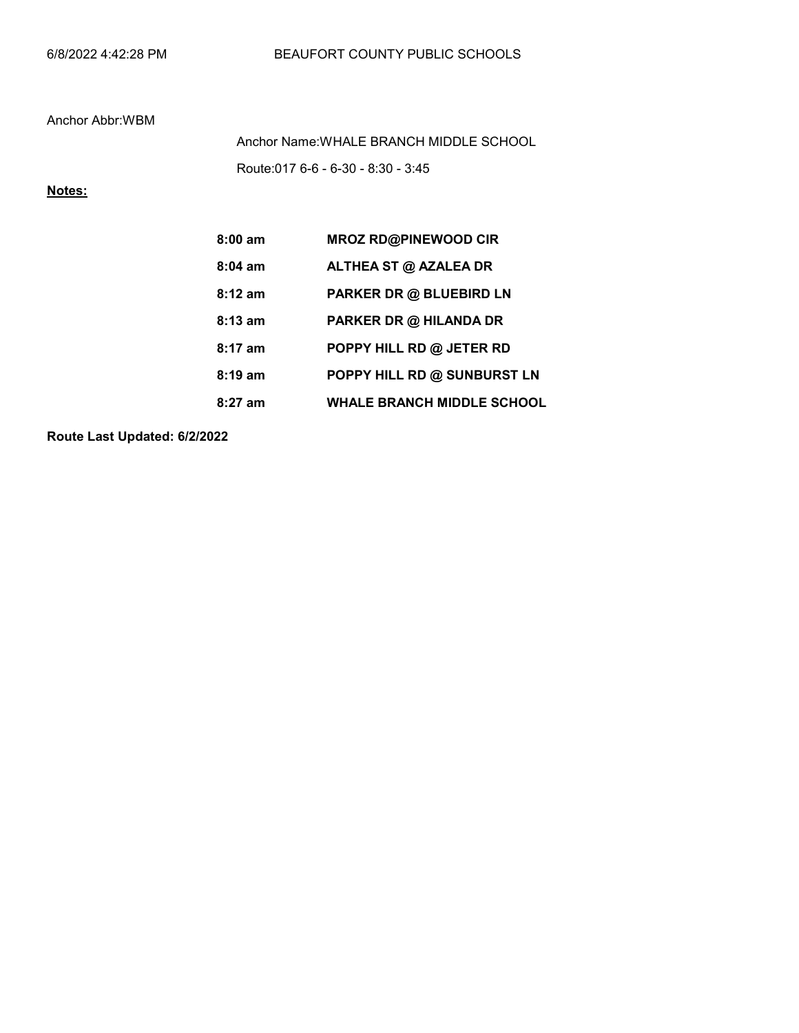Anchor Abbr:WBM

Anchor Name:WHALE BRANCH MIDDLE SCHOOL

Route:017 6-6 - 6-30 - 8:30 - 3:45

**Notes:**

| | |
|---|---|
| **8:00 am** | **MROZ RD@PINEWOOD CIR** |
| **8:04 am** | **ALTHEA ST @ AZALEA DR** |
| **8:12 am** | **PARKER DR @ BLUEBIRD LN** |
| **8:13 am** | **PARKER DR @ HILANDA DR** |
| **8:17 am** | **POPPY HILL RD @ JETER RD** |
| **8:19 am** | **POPPY HILL RD @ SUNBURST LN** |
| **8:27 am** | **WHALE BRANCH MIDDLE SCHOOL** |

**Route Last Updated: 6/2/2022**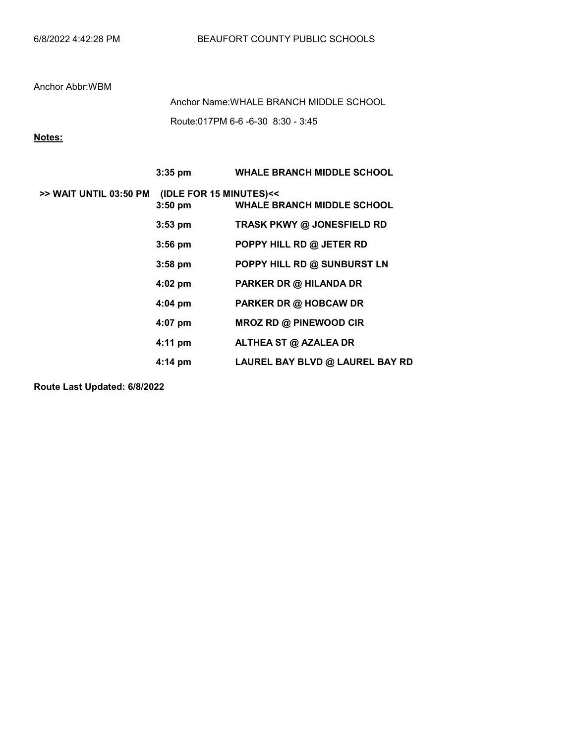Anchor Abbr:WBM

Anchor Name:WHALE BRANCH MIDDLE SCHOOL

Route:017PM 6-6 -6-30 8:30 - 3:45

**Notes:**

| | | |
|---|---|---|
| | **3:35 pm** | **WHALE BRANCH MIDDLE SCHOOL** |
| **>> WAIT UNTIL 03:50 PM** | **(IDLE FOR 15 MINUTES)<<** | |
| | **3:50 pm** | **WHALE BRANCH MIDDLE SCHOOL** |
| | **3:53 pm** | **TRASK PKWY @ JONESFIELD RD** |
| | **3:56 pm** | **POPPY HILL RD @ JETER RD** |
| | **3:58 pm** | **POPPY HILL RD @ SUNBURST LN** |
| | **4:02 pm** | **PARKER DR @ HILANDA DR** |
| | **4:04 pm** | **PARKER DR @ HOBCAW DR** |
| | **4:07 pm** | **MROZ RD @ PINEWOOD CIR** |
| | **4:11 pm** | **ALTHEA ST @ AZALEA DR** |
| | **4:14 pm** | **LAUREL BAY BLVD @ LAUREL BAY RD** |

**Route Last Updated: 6/8/2022**